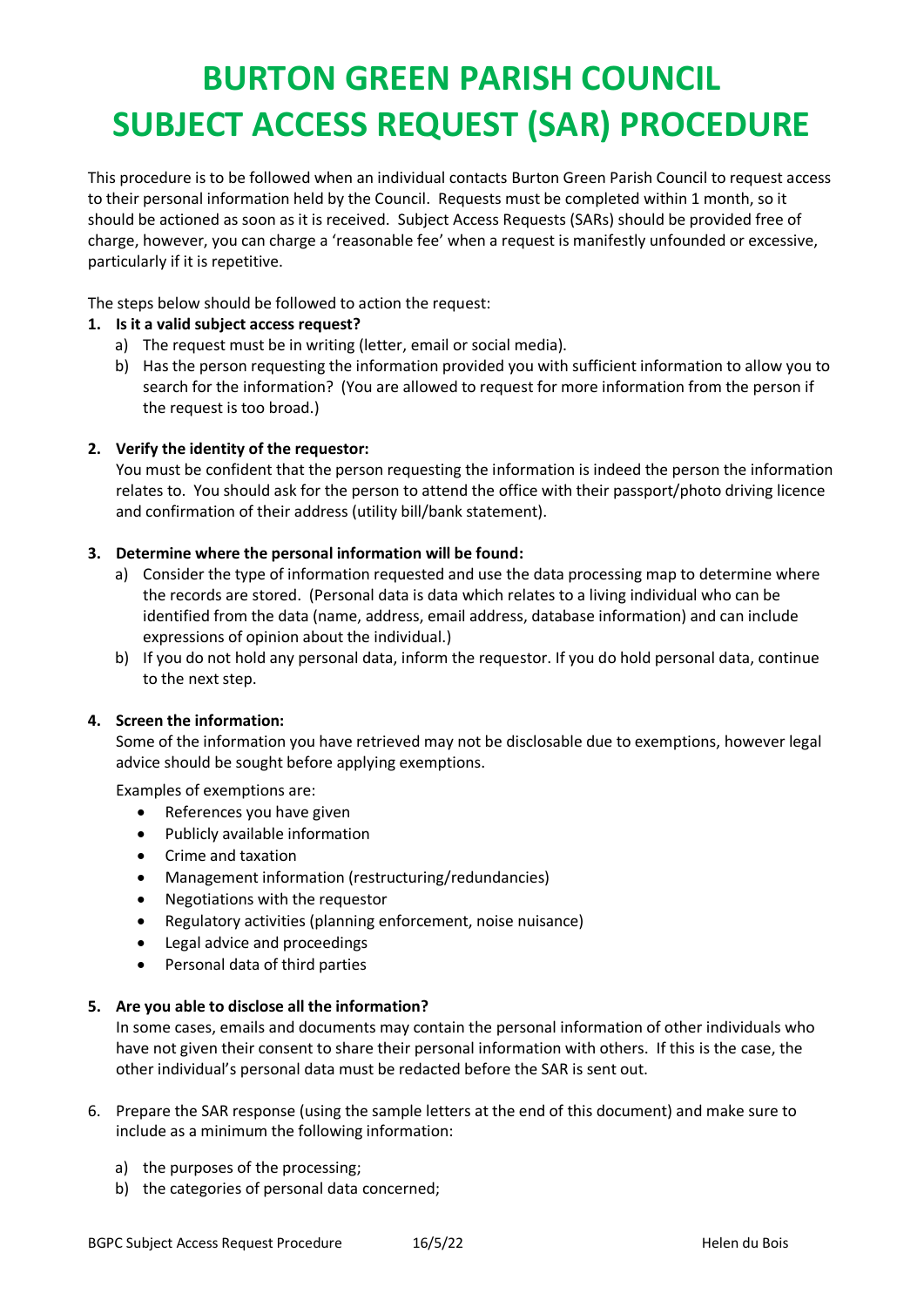# BURTON GREEN PARISH COUNCIL
# SUBJECT ACCESS REQUEST (SAR) PROCEDURE

This procedure is to be followed when an individual contacts Burton Green Parish Council to request access to their personal information held by the Council. Requests must be completed within 1 month, so it should be actioned as soon as it is received. Subject Access Requests (SARs) should be provided free of charge, however, you can charge a 'reasonable fee' when a request is manifestly unfounded or excessive, particularly if it is repetitive.

The steps below should be followed to action the request:

1. **Is it a valid subject access request?**
   a) The request must be in writing (letter, email or social media).
   b) Has the person requesting the information provided you with sufficient information to allow you to search for the information? (You are allowed to request for more information from the person if the request is too broad.)

2. **Verify the identity of the requestor:**
   You must be confident that the person requesting the information is indeed the person the information relates to. You should ask for the person to attend the office with their passport/photo driving licence and confirmation of their address (utility bill/bank statement).

3. **Determine where the personal information will be found:**
   a) Consider the type of information requested and use the data processing map to determine where the records are stored. (Personal data is data which relates to a living individual who can be identified from the data (name, address, email address, database information) and can include expressions of opinion about the individual.)
   b) If you do not hold any personal data, inform the requestor. If you do hold personal data, continue to the next step.

4. **Screen the information:**
   Some of the information you have retrieved may not be disclosable due to exemptions, however legal advice should be sought before applying exemptions.

   Examples of exemptions are:
   - References you have given
   - Publicly available information
   - Crime and taxation
   - Management information (restructuring/redundancies)
   - Negotiations with the requestor
   - Regulatory activities (planning enforcement, noise nuisance)
   - Legal advice and proceedings
   - Personal data of third parties

5. **Are you able to disclose all the information?**
   In some cases, emails and documents may contain the personal information of other individuals who have not given their consent to share their personal information with others. If this is the case, the other individual's personal data must be redacted before the SAR is sent out.

6. Prepare the SAR response (using the sample letters at the end of this document) and make sure to include as a minimum the following information:

   a) the purposes of the processing;
   b) the categories of personal data concerned;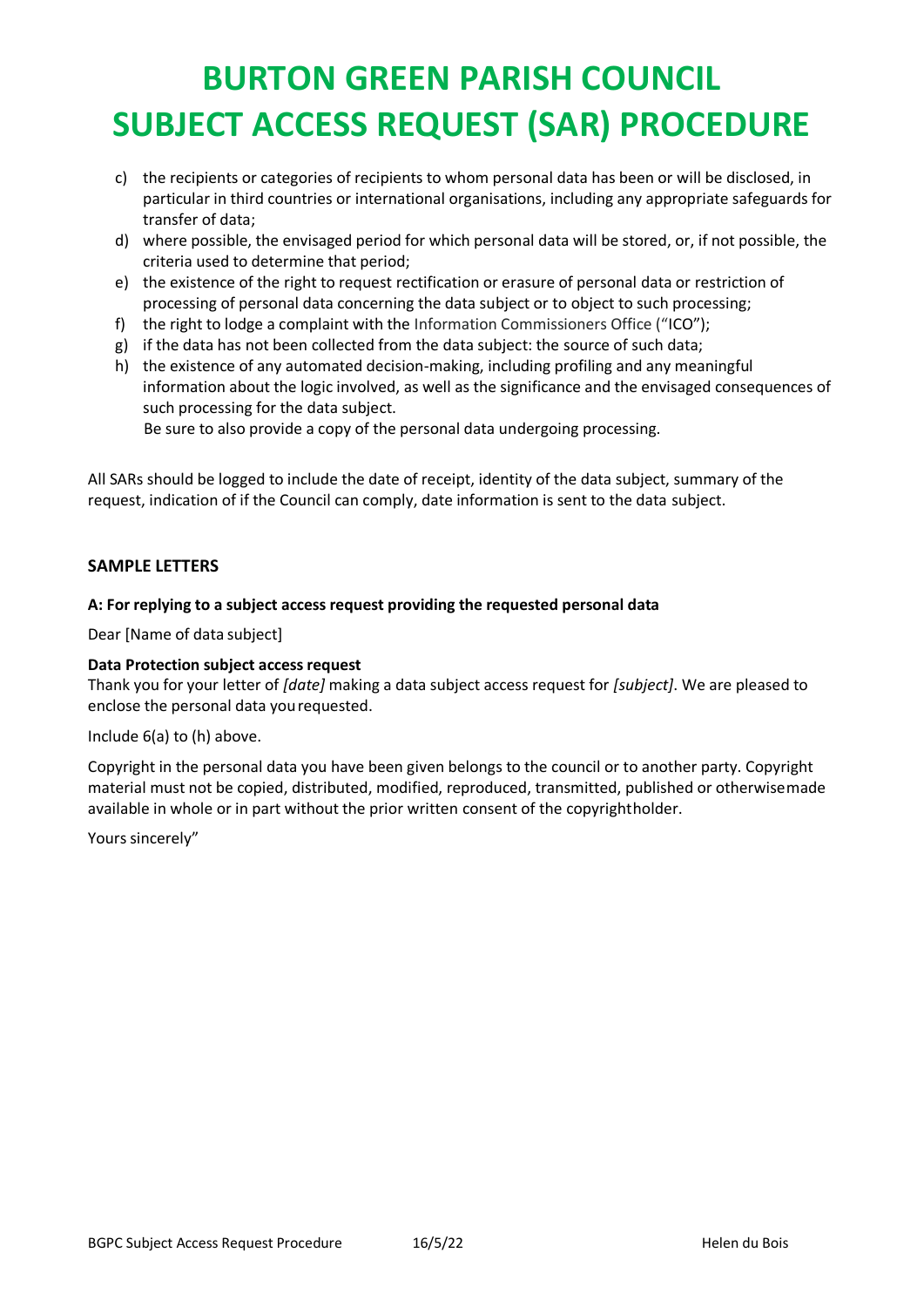# BURTON GREEN PARISH COUNCIL
# SUBJECT ACCESS REQUEST (SAR) PROCEDURE

c) the recipients or categories of recipients to whom personal data has been or will be disclosed, in particular in third countries or international organisations, including any appropriate safeguards for transfer of data;

d) where possible, the envisaged period for which personal data will be stored, or, if not possible, the criteria used to determine that period;

e) the existence of the right to request rectification or erasure of personal data or restriction of processing of personal data concerning the data subject or to object to such processing;

f) the right to lodge a complaint with the Information Commissioners Office ("ICO");

g) if the data has not been collected from the data subject: the source of such data;

h) the existence of any automated decision-making, including profiling and any meaningful information about the logic involved, as well as the significance and the envisaged consequences of such processing for the data subject.
Be sure to also provide a copy of the personal data undergoing processing.

All SARs should be logged to include the date of receipt, identity of the data subject, summary of the request, indication of if the Council can comply, date information is sent to the data subject.

### SAMPLE LETTERS

**A: For replying to a subject access request providing the requested personal data**

Dear [Name of data subject]

**Data Protection subject access request**
Thank you for your letter of *[date]* making a data subject access request for *[subject]*. We are pleased to enclose the personal data you requested.

Include 6(a) to (h) above.

Copyright in the personal data you have been given belongs to the council or to another party. Copyright material must not be copied, distributed, modified, reproduced, transmitted, published or otherwise made available in whole or in part without the prior written consent of the copyright holder.

Yours sincerely"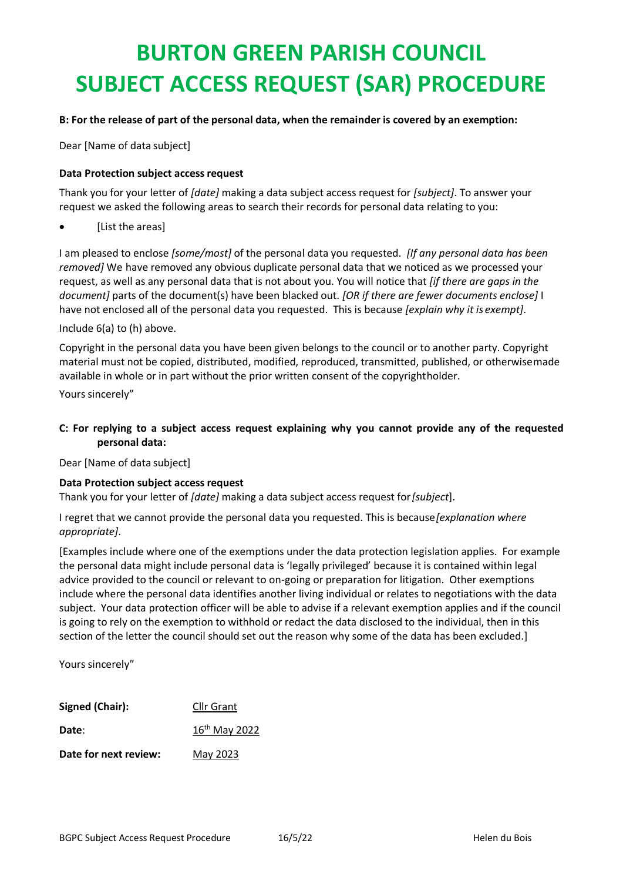# BURTON GREEN PARISH COUNCIL SUBJECT ACCESS REQUEST (SAR) PROCEDURE

**B: For the release of part of the personal data, when the remainder is covered by an exemption:**

Dear [Name of data subject]

**Data Protection subject access request**

Thank you for your letter of *[date]* making a data subject access request for *[subject]*. To answer your request we asked the following areas to search their records for personal data relating to you:

- [List the areas]

I am pleased to enclose *[some/most]* of the personal data you requested. *[If any personal data has been removed]* We have removed any obvious duplicate personal data that we noticed as we processed your request, as well as any personal data that is not about you. You will notice that *[if there are gaps in the document]* parts of the document(s) have been blacked out. *[OR if there are fewer documents enclose]* I have not enclosed all of the personal data you requested. This is because *[explain why it is exempt]*.

Include 6(a) to (h) above.

Copyright in the personal data you have been given belongs to the council or to another party. Copyright material must not be copied, distributed, modified, reproduced, transmitted, published, or otherwise made available in whole or in part without the prior written consent of the copyright holder.

Yours sincerely"

**C: For replying to a subject access request explaining why you cannot provide any of the requested personal data:**

Dear [Name of data subject]

**Data Protection subject access request**

Thank you for your letter of *[date]* making a data subject access request for *[subject]*.

I regret that we cannot provide the personal data you requested. This is because *[explanation where appropriate]*.

[Examples include where one of the exemptions under the data protection legislation applies. For example the personal data might include personal data is 'legally privileged' because it is contained within legal advice provided to the council or relevant to on-going or preparation for litigation. Other exemptions include where the personal data identifies another living individual or relates to negotiations with the data subject. Your data protection officer will be able to advise if a relevant exemption applies and if the council is going to rely on the exemption to withhold or redact the data disclosed to the individual, then in this section of the letter the council should set out the reason why some of the data has been excluded.]

Yours sincerely"

**Signed (Chair):** Cllr Grant

**Date:** 16th May 2022

**Date for next review:** May 2023